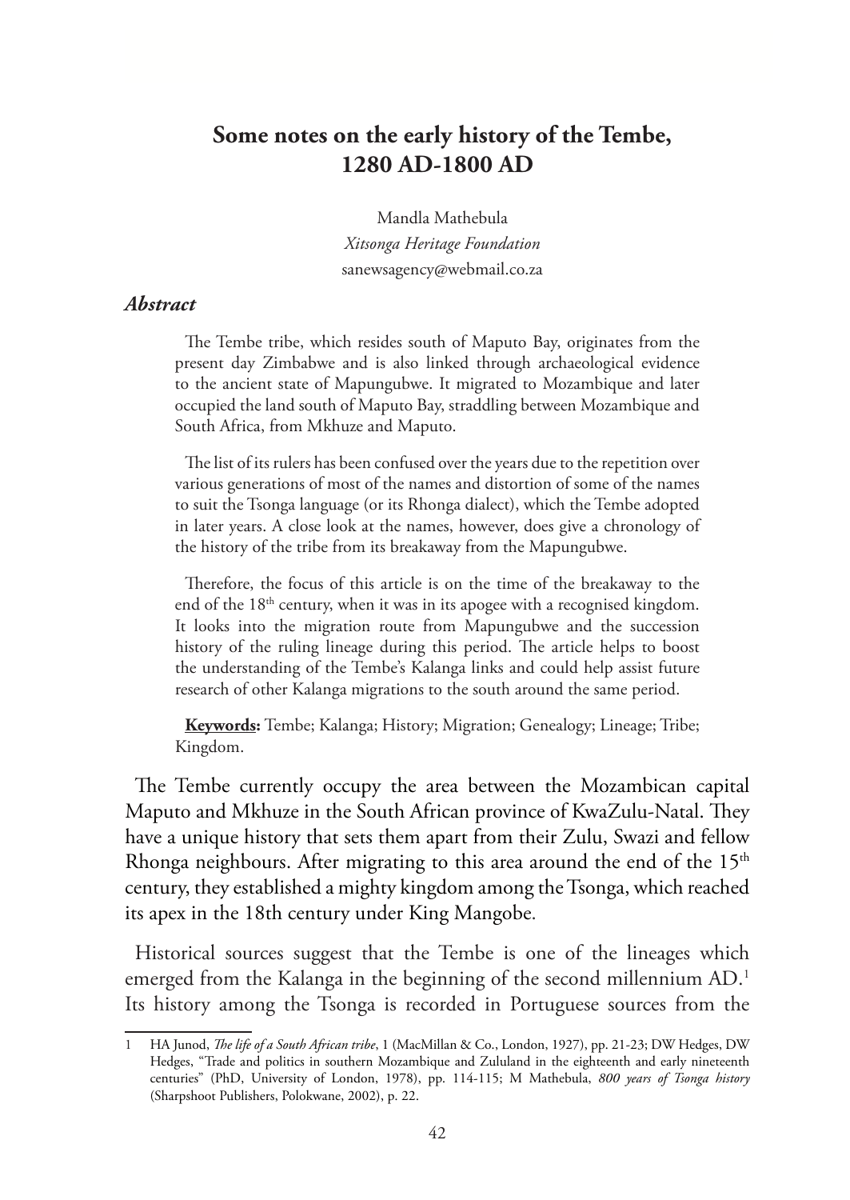# Some notes on the early history of the Tembe, 1280 AD-1800 AD

Mandla Mathebula
*Xitsonga Heritage Foundation*
sanewsagency@webmail.co.za

### *Abstract*

The Tembe tribe, which resides south of Maputo Bay, originates from the present day Zimbabwe and is also linked through archaeological evidence to the ancient state of Mapungubwe. It migrated to Mozambique and later occupied the land south of Maputo Bay, straddling between Mozambique and South Africa, from Mkhuze and Maputo.

The list of its rulers has been confused over the years due to the repetition over various generations of most of the names and distortion of some of the names to suit the Tsonga language (or its Rhonga dialect), which the Tembe adopted in later years. A close look at the names, however, does give a chronology of the history of the tribe from its breakaway from the Mapungubwe.

Therefore, the focus of this article is on the time of the breakaway to the end of the 18th century, when it was in its apogee with a recognised kingdom. It looks into the migration route from Mapungubwe and the succession history of the ruling lineage during this period. The article helps to boost the understanding of the Tembe's Kalanga links and could help assist future research of other Kalanga migrations to the south around the same period.

**Keywords:** Tembe; Kalanga; History; Migration; Genealogy; Lineage; Tribe; Kingdom.

The Tembe currently occupy the area between the Mozambican capital Maputo and Mkhuze in the South African province of KwaZulu-Natal. They have a unique history that sets them apart from their Zulu, Swazi and fellow Rhonga neighbours. After migrating to this area around the end of the 15th century, they established a mighty kingdom among the Tsonga, which reached its apex in the 18th century under King Mangobe.

Historical sources suggest that the Tembe is one of the lineages which emerged from the Kalanga in the beginning of the second millennium AD.[1] Its history among the Tsonga is recorded in Portuguese sources from the

---

1 HA Junod, *The life of a South African tribe*, 1 (MacMillan & Co., London, 1927), pp. 21-23; DW Hedges, DW Hedges, "Trade and politics in southern Mozambique and Zululand in the eighteenth and early nineteenth centuries" (PhD, University of London, 1978), pp. 114-115; M Mathebula, *800 years of Tsonga history* (Sharpshoot Publishers, Polokwane, 2002), p. 22.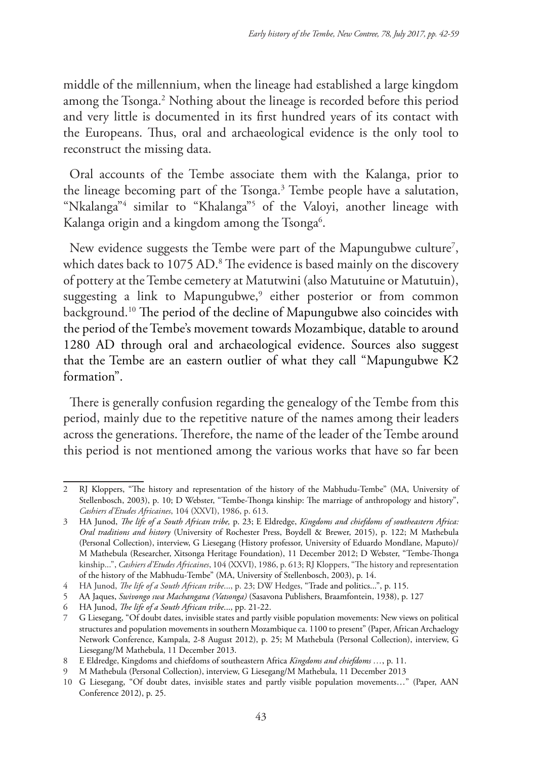middle of the millennium, when the lineage had established a large kingdom among the Tsonga.[2] Nothing about the lineage is recorded before this period and very little is documented in its first hundred years of its contact with the Europeans. Thus, oral and archaeological evidence is the only tool to reconstruct the missing data.

Oral accounts of the Tembe associate them with the Kalanga, prior to the lineage becoming part of the Tsonga.[3] Tembe people have a salutation, "Nkalanga"[4] similar to "Khalanga"[5] of the Valoyi, another lineage with Kalanga origin and a kingdom among the Tsonga[6].

New evidence suggests the Tembe were part of the Mapungubwe culture[7], which dates back to 1075 AD.[8] The evidence is based mainly on the discovery of pottery at the Tembe cemetery at Matutwini (also Matutuine or Matutuin), suggesting a link to Mapungubwe,[9] either posterior or from common background.[10] The period of the decline of Mapungubwe also coincides with the period of the Tembe's movement towards Mozambique, datable to around 1280 AD through oral and archaeological evidence. Sources also suggest that the Tembe are an eastern outlier of what they call "Mapungubwe K2 formation".

There is generally confusion regarding the genealogy of the Tembe from this period, mainly due to the repetitive nature of the names among their leaders across the generations. Therefore, the name of the leader of the Tembe around this period is not mentioned among the various works that have so far been

---

2 RJ Kloppers, "The history and representation of the history of the Mabhudu-Tembe" (MA, University of Stellenbosch, 2003), p. 10; D Webster, "Tembe-Thonga kinship: The marriage of anthropology and history", *Cashiers d'Etudes Africaines*, 104 (XXVI), 1986, p. 613.

3 HA Junod, *The life of a South African tribe*, p. 23; E Eldredge, *Kingdoms and chiefdoms of southeastern Africa: Oral traditions and history* (University of Rochester Press, Boydell & Brewer, 2015), p. 122; M Mathebula (Personal Collection), interview, G Liesegang (History professor, University of Eduardo Mondlane, Maputo)/ M Mathebula (Researcher, Xitsonga Heritage Foundation), 11 December 2012; D Webster, "Tembe-Thonga kinship...", *Cashiers d'Etudes Africaines*, 104 (XXVI), 1986, p. 613; RJ Kloppers, "The history and representation of the history of the Mabhudu-Tembe" (MA, University of Stellenbosch, 2003), p. 14.

4 HA Junod, *The life of a South African tribe*..., p. 23; DW Hedges, "Trade and politics...", p. 115.

5 AA Jaques, *Swivongo swa Machangana (Vatsonga)* (Sasavona Publishers, Braamfontein, 1938), p. 127

6 HA Junod, *The life of a South African tribe*..., pp. 21-22.

7 G Liesegang, "Of doubt dates, invisible states and partly visible population movements: New views on political structures and population movements in southern Mozambique ca. 1100 to present" (Paper, African Archaelogy Network Conference, Kampala, 2-8 August 2012), p. 25; M Mathebula (Personal Collection), interview, G Liesegang/M Mathebula, 11 December 2013.

8 E Eldredge, Kingdoms and chiefdoms of southeastern Africa *Kingdoms and chiefdoms* …, p. 11.

9 M Mathebula (Personal Collection), interview, G Liesegang/M Mathebula, 11 December 2013

10 G Liesegang, "Of doubt dates, invisible states and partly visible population movements…" (Paper, AAN Conference 2012), p. 25.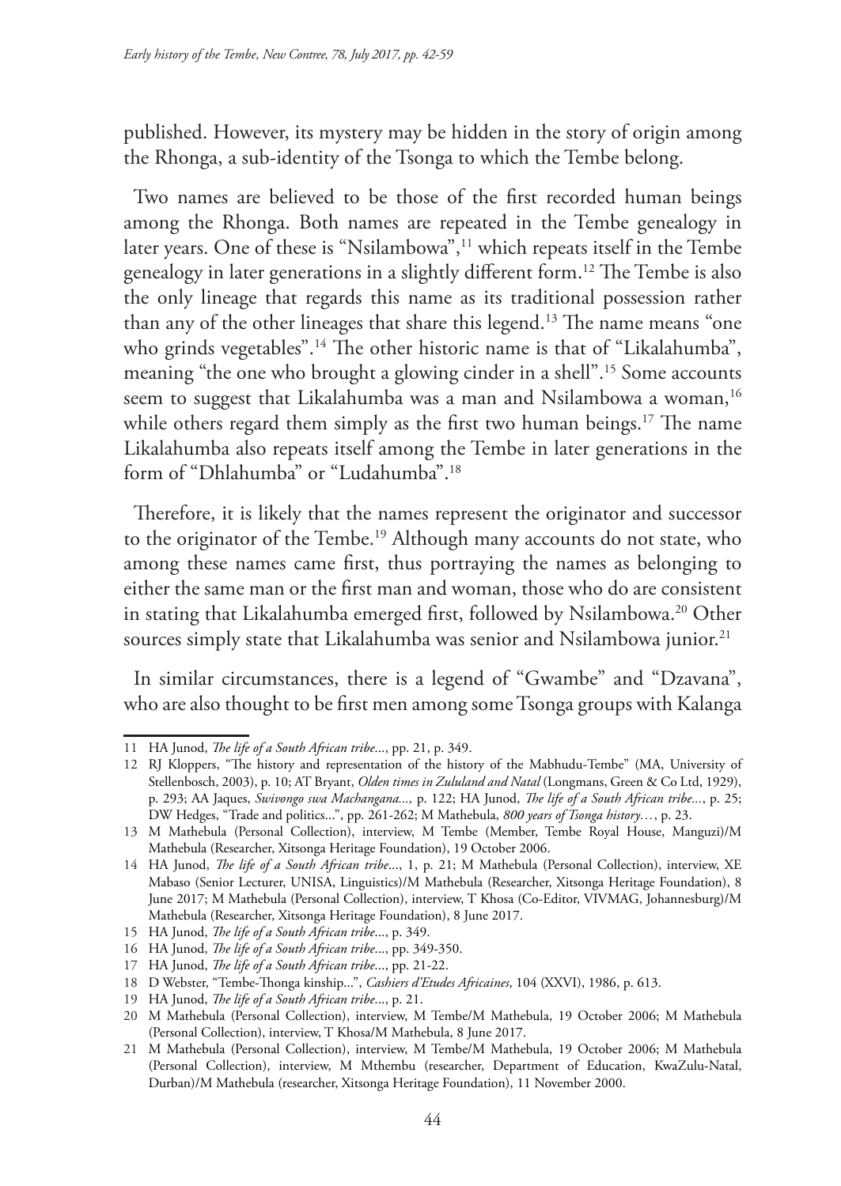published. However, its mystery may be hidden in the story of origin among the Rhonga, a sub-identity of the Tsonga to which the Tembe belong.

Two names are believed to be those of the first recorded human beings among the Rhonga. Both names are repeated in the Tembe genealogy in later years. One of these is "Nsilambowa",[11] which repeats itself in the Tembe genealogy in later generations in a slightly different form.[12] The Tembe is also the only lineage that regards this name as its traditional possession rather than any of the other lineages that share this legend.[13] The name means "one who grinds vegetables".[14] The other historic name is that of "Likalahumba", meaning "the one who brought a glowing cinder in a shell".[15] Some accounts seem to suggest that Likalahumba was a man and Nsilambowa a woman,[16] while others regard them simply as the first two human beings.[17] The name Likalahumba also repeats itself among the Tembe in later generations in the form of "Dhlahumba" or "Ludahumba".[18]

Therefore, it is likely that the names represent the originator and successor to the originator of the Tembe.[19] Although many accounts do not state, who among these names came first, thus portraying the names as belonging to either the same man or the first man and woman, those who do are consistent in stating that Likalahumba emerged first, followed by Nsilambowa.[20] Other sources simply state that Likalahumba was senior and Nsilambowa junior.[21]

In similar circumstances, there is a legend of "Gwambe" and "Dzavana", who are also thought to be first men among some Tsonga groups with Kalanga

---

11 HA Junod, *The life of a South African tribe*..., pp. 21, p. 349.

12 RJ Kloppers, "The history and representation of the history of the Mabhudu-Tembe" (MA, University of Stellenbosch, 2003), p. 10; AT Bryant, *Olden times in Zululand and Natal* (Longmans, Green & Co Ltd, 1929), p. 293; AA Jaques, *Swivongo swa Machangana...,* p. 122; HA Junod, *The life of a South African tribe*..., p. 25; DW Hedges, "Trade and politics...", pp. 261-262; M Mathebula, *800 years of Tsonga history*…, p. 23.

13 M Mathebula (Personal Collection), interview, M Tembe (Member, Tembe Royal House, Manguzi)/M Mathebula (Researcher, Xitsonga Heritage Foundation), 19 October 2006.

14 HA Junod, *The life of a South African tribe*..., 1, p. 21; M Mathebula (Personal Collection), interview, XE Mabaso (Senior Lecturer, UNISA, Linguistics)/M Mathebula (Researcher, Xitsonga Heritage Foundation), 8 June 2017; M Mathebula (Personal Collection), interview, T Khosa (Co-Editor, VIVMAG, Johannesburg)/M Mathebula (Researcher, Xitsonga Heritage Foundation), 8 June 2017.

15 HA Junod, *The life of a South African tribe*..., p. 349.

16 HA Junod, *The life of a South African tribe*..., pp. 349-350.

17 HA Junod, *The life of a South African tribe*..., pp. 21-22.

18 D Webster, "Tembe-Thonga kinship...", *Cashiers d'Etudes Africaines*, 104 (XXVI), 1986, p. 613.

19 HA Junod, *The life of a South African tribe*..., p. 21.

20 M Mathebula (Personal Collection), interview, M Tembe/M Mathebula, 19 October 2006; M Mathebula (Personal Collection), interview, T Khosa/M Mathebula, 8 June 2017.

21 M Mathebula (Personal Collection), interview, M Tembe/M Mathebula, 19 October 2006; M Mathebula (Personal Collection), interview, M Mthembu (researcher, Department of Education, KwaZulu-Natal, Durban)/M Mathebula (researcher, Xitsonga Heritage Foundation), 11 November 2000.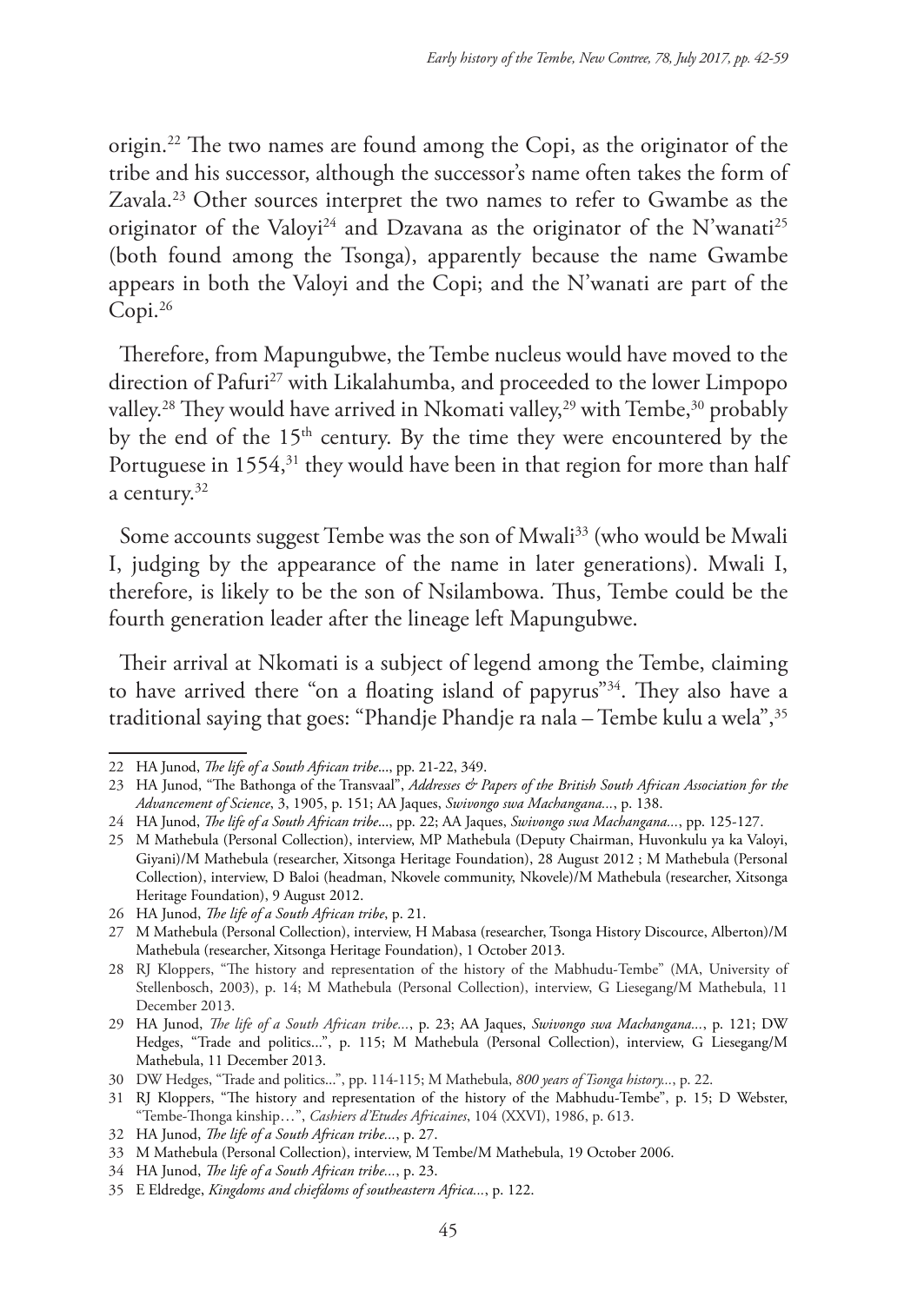origin.[22] The two names are found among the Copi, as the originator of the tribe and his successor, although the successor's name often takes the form of Zavala.[23] Other sources interpret the two names to refer to Gwambe as the originator of the Valoyi[24] and Dzavana as the originator of the N'wanati[25] (both found among the Tsonga), apparently because the name Gwambe appears in both the Valoyi and the Copi; and the N'wanati are part of the Copi.[26]

Therefore, from Mapungubwe, the Tembe nucleus would have moved to the direction of Pafuri[27] with Likalahumba, and proceeded to the lower Limpopo valley.[28] They would have arrived in Nkomati valley,[29] with Tembe,[30] probably by the end of the 15th century. By the time they were encountered by the Portuguese in 1554,[31] they would have been in that region for more than half a century.[32]

Some accounts suggest Tembe was the son of Mwali[33] (who would be Mwali I, judging by the appearance of the name in later generations). Mwali I, therefore, is likely to be the son of Nsilambowa. Thus, Tembe could be the fourth generation leader after the lineage left Mapungubwe.

Their arrival at Nkomati is a subject of legend among the Tembe, claiming to have arrived there "on a floating island of papyrus"[34]. They also have a traditional saying that goes: "Phandje Phandje ra nala – Tembe kulu a wela",[35]

---

22 HA Junod, *The life of a South African tribe...*, pp. 21-22, 349.

23 HA Junod, "The Bathonga of the Transvaal", *Addresses & Papers of the British South African Association for the Advancement of Science*, 3, 1905, p. 151; AA Jaques, *Swivongo swa Machangana...*, p. 138.

24 HA Junod, *The life of a South African tribe...*, pp. 22; AA Jaques, *Swivongo swa Machangana...*, pp. 125-127.

25 M Mathebula (Personal Collection), interview, MP Mathebula (Deputy Chairman, Huvonkulu ya ka Valoyi, Giyani)/M Mathebula (researcher, Xitsonga Heritage Foundation), 28 August 2012 ; M Mathebula (Personal Collection), interview, D Baloi (headman, Nkovele community, Nkovele)/M Mathebula (researcher, Xitsonga Heritage Foundation), 9 August 2012.

26 HA Junod, *The life of a South African tribe*, p. 21.

27 M Mathebula (Personal Collection), interview, H Mabasa (researcher, Tsonga History Discource, Alberton)/M Mathebula (researcher, Xitsonga Heritage Foundation), 1 October 2013.

28 RJ Kloppers, "The history and representation of the history of the Mabhudu-Tembe" (MA, University of Stellenbosch, 2003), p. 14; M Mathebula (Personal Collection), interview, G Liesegang/M Mathebula, 11 December 2013.

29 HA Junod, *The life of a South African tribe...*, p. 23; AA Jaques, *Swivongo swa Machangana...*, p. 121; DW Hedges, "Trade and politics...", p. 115; M Mathebula (Personal Collection), interview, G Liesegang/M Mathebula, 11 December 2013.

30 DW Hedges, "Trade and politics...", pp. 114-115; M Mathebula, *800 years of Tsonga history...*, p. 22.

31 RJ Kloppers, "The history and representation of the history of the Mabhudu-Tembe", p. 15; D Webster, "Tembe-Thonga kinship…", *Cashiers d'Etudes Africaines*, 104 (XXVI), 1986, p. 613.

32 HA Junod, *The life of a South African tribe...*, p. 27.

33 M Mathebula (Personal Collection), interview, M Tembe/M Mathebula, 19 October 2006.

34 HA Junod, *The life of a South African tribe...*, p. 23.

35 E Eldredge, *Kingdoms and chiefdoms of southeastern Africa...*, p. 122.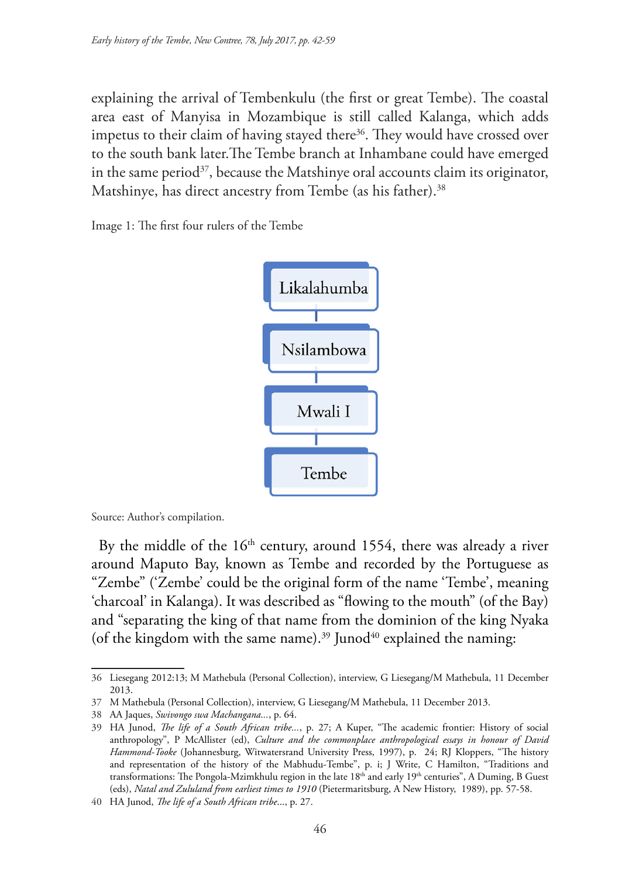explaining the arrival of Tembenkulu (the first or great Tembe). The coastal area east of Manyisa in Mozambique is still called Kalanga, which adds impetus to their claim of having stayed there[36]. They would have crossed over to the south bank later.The Tembe branch at Inhambane could have emerged in the same period[37], because the Matshinye oral accounts claim its originator, Matshinye, has direct ancestry from Tembe (as his father).[38]

Image 1: The first four rulers of the Tembe

Likalahumba
Nsilambowa
Mwali I
Tembe

Source: Author's compilation.

By the middle of the 16th century, around 1554, there was already a river around Maputo Bay, known as Tembe and recorded by the Portuguese as "Zembe" ('Zembe' could be the original form of the name 'Tembe', meaning 'charcoal' in Kalanga). It was described as "flowing to the mouth" (of the Bay) and "separating the king of that name from the dominion of the king Nyaka (of the kingdom with the same name).[39] Junod[40] explained the naming:

---

36 Liesegang 2012:13; M Mathebula (Personal Collection), interview, G Liesegang/M Mathebula, 11 December 2013.

37 M Mathebula (Personal Collection), interview, G Liesegang/M Mathebula, 11 December 2013.

38 AA Jaques, *Swivongo swa Machangana...*, p. 64.

39 HA Junod, *The life of a South African tribe...*, p. 27; A Kuper, "The academic frontier: History of social anthropology", P McAllister (ed), *Culture and the commonplace anthropological essays in honour of David Hammond-Tooke* (Johannesburg, Witwatersrand University Press, 1997), p. 24; RJ Kloppers, "The history and representation of the history of the Mabhudu-Tembe", p. i; J Write, C Hamilton, "Traditions and transformations: The Pongola-Mzimkhulu region in the late 18th and early 19th centuries", A Duming, B Guest (eds), *Natal and Zululand from earliest times to 1910* (Pietermaritzburg, A New History, 1989), pp. 57-58.

40 HA Junod, *The life of a South African tribe...*, p. 27.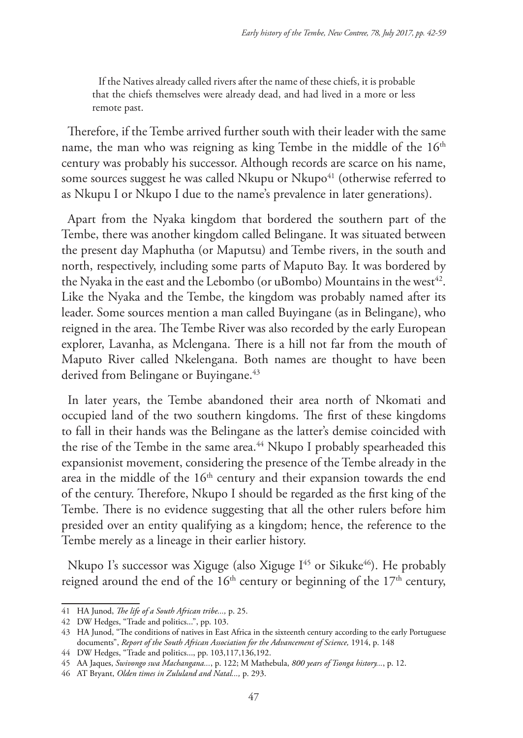> If the Natives already called rivers after the name of these chiefs, it is probable that the chiefs themselves were already dead, and had lived in a more or less remote past.

Therefore, if the Tembe arrived further south with their leader with the same name, the man who was reigning as king Tembe in the middle of the 16th century was probably his successor. Although records are scarce on his name, some sources suggest he was called Nkupu or Nkupo[41] (otherwise referred to as Nkupu I or Nkupo I due to the name's prevalence in later generations).

Apart from the Nyaka kingdom that bordered the southern part of the Tembe, there was another kingdom called Belingane. It was situated between the present day Maphutha (or Maputsu) and Tembe rivers, in the south and north, respectively, including some parts of Maputo Bay. It was bordered by the Nyaka in the east and the Lebombo (or uBombo) Mountains in the west[42]. Like the Nyaka and the Tembe, the kingdom was probably named after its leader. Some sources mention a man called Buyingane (as in Belingane), who reigned in the area. The Tembe River was also recorded by the early European explorer, Lavanha, as Mclengana. There is a hill not far from the mouth of Maputo River called Nkelengana. Both names are thought to have been derived from Belingane or Buyingane.[43]

In later years, the Tembe abandoned their area north of Nkomati and occupied land of the two southern kingdoms. The first of these kingdoms to fall in their hands was the Belingane as the latter's demise coincided with the rise of the Tembe in the same area.[44] Nkupo I probably spearheaded this expansionist movement, considering the presence of the Tembe already in the area in the middle of the 16th century and their expansion towards the end of the century. Therefore, Nkupo I should be regarded as the first king of the Tembe. There is no evidence suggesting that all the other rulers before him presided over an entity qualifying as a kingdom; hence, the reference to the Tembe merely as a lineage in their earlier history.

Nkupo I's successor was Xiguge (also Xiguge I[45] or Sikuke[46]). He probably reigned around the end of the 16th century or beginning of the 17th century,

---

41 HA Junod, *The life of a South African tribe...,* p. 25.

42 DW Hedges, "Trade and politics...", pp. 103.

43 HA Junod, "The conditions of natives in East Africa in the sixteenth century according to the early Portuguese documents", *Report of the South African Association for the Advancement of Science,* 1914, p. 148

44 DW Hedges, "Trade and politics..., pp. 103,117,136,192.

45 AA Jaques, *Swivongo swa Machangana...*, p. 122; M Mathebula, *800 years of Tsonga history...*, p. 12.

46 AT Bryant, *Olden times in Zululand and Natal...,* p. 293.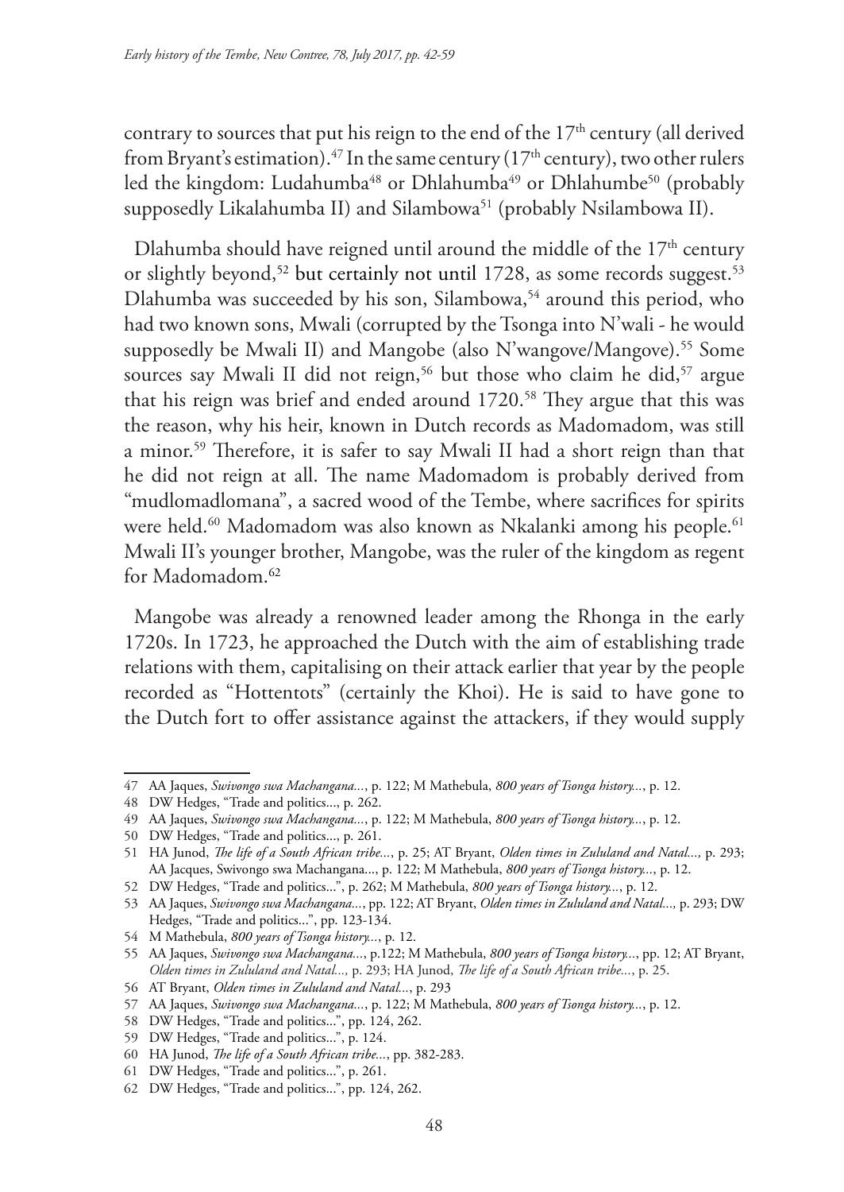contrary to sources that put his reign to the end of the 17th century (all derived from Bryant's estimation).[47] In the same century (17th century), two other rulers led the kingdom: Ludahumba[48] or Dhlahumba[49] or Dhlahumbe[50] (probably supposedly Likalahumba II) and Silambowa[51] (probably Nsilambowa II).

Dlahumba should have reigned until around the middle of the 17th century or slightly beyond,[52] but certainly not until 1728, as some records suggest.[53] Dlahumba was succeeded by his son, Silambowa,[54] around this period, who had two known sons, Mwali (corrupted by the Tsonga into N'wali - he would supposedly be Mwali II) and Mangobe (also N'wangove/Mangove).[55] Some sources say Mwali II did not reign,[56] but those who claim he did,[57] argue that his reign was brief and ended around 1720.[58] They argue that this was the reason, why his heir, known in Dutch records as Madomadom, was still a minor.[59] Therefore, it is safer to say Mwali II had a short reign than that he did not reign at all. The name Madomadom is probably derived from "mudlomadlomana", a sacred wood of the Tembe, where sacrifices for spirits were held.[60] Madomadom was also known as Nkalanki among his people.[61] Mwali II's younger brother, Mangobe, was the ruler of the kingdom as regent for Madomadom.[62]

Mangobe was already a renowned leader among the Rhonga in the early 1720s. In 1723, he approached the Dutch with the aim of establishing trade relations with them, capitalising on their attack earlier that year by the people recorded as "Hottentots" (certainly the Khoi). He is said to have gone to the Dutch fort to offer assistance against the attackers, if they would supply

---

47 AA Jaques, *Swivongo swa Machangana...*, p. 122; M Mathebula, *800 years of Tsonga history...*, p. 12.

48 DW Hedges, "Trade and politics..., p. 262.

49 AA Jaques, *Swivongo swa Machangana...*, p. 122; M Mathebula, *800 years of Tsonga history...*, p. 12.

50 DW Hedges, "Trade and politics..., p. 261.

51 HA Junod, *The life of a South African tribe...*, p. 25; AT Bryant, *Olden times in Zululand and Natal...,* p. 293; AA Jacques, Swivongo swa Machangana..., p. 122; M Mathebula, *800 years of Tsonga history...*, p. 12.

52 DW Hedges, "Trade and politics...", p. 262; M Mathebula, *800 years of Tsonga history...*, p. 12.

53 AA Jaques, *Swivongo swa Machangana...*, pp. 122; AT Bryant, *Olden times in Zululand and Natal...,* p. 293; DW Hedges, "Trade and politics...", pp. 123-134.

54 M Mathebula, *800 years of Tsonga history...*, p. 12.

55 AA Jaques, *Swivongo swa Machangana...*, p.122; M Mathebula, *800 years of Tsonga history...*, pp. 12; AT Bryant, *Olden times in Zululand and Natal...,* p. 293; HA Junod, *The life of a South African tribe...*, p. 25.

56 AT Bryant, *Olden times in Zululand and Natal...*, p. 293

57 AA Jaques, *Swivongo swa Machangana...*, p. 122; M Mathebula, *800 years of Tsonga history...*, p. 12.

58 DW Hedges, "Trade and politics...", pp. 124, 262.

59 DW Hedges, "Trade and politics...", p. 124.

60 HA Junod, *The life of a South African tribe...*, pp. 382-283.

61 DW Hedges, "Trade and politics...", p. 261.

62 DW Hedges, "Trade and politics...", pp. 124, 262.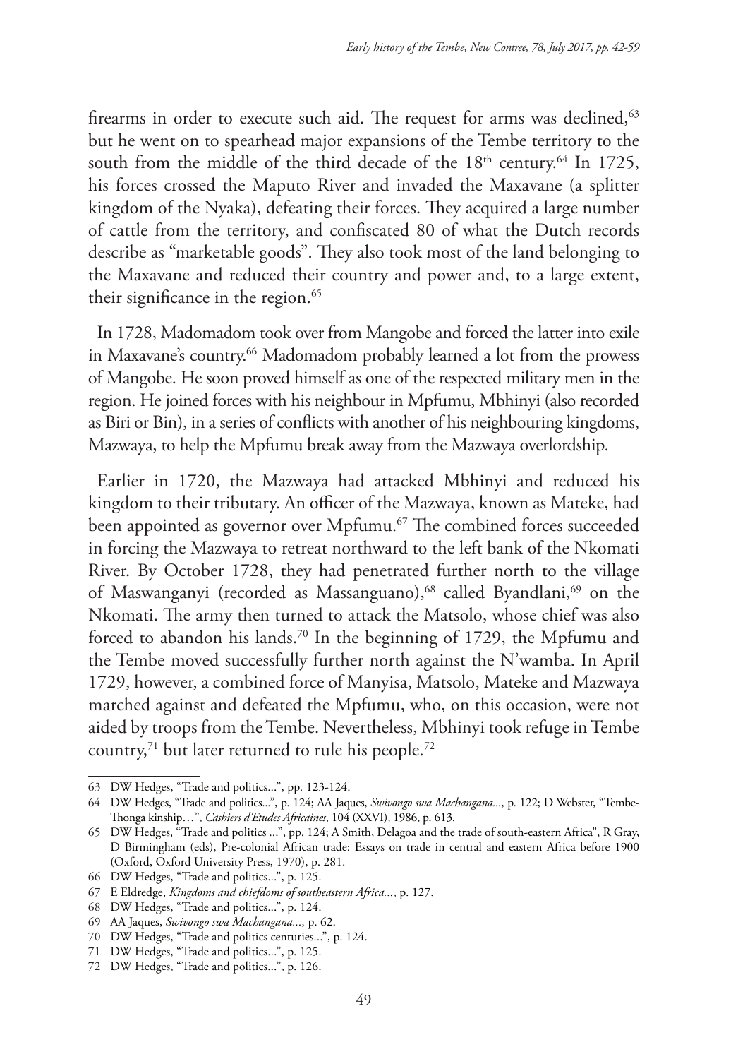firearms in order to execute such aid. The request for arms was declined,[63] but he went on to spearhead major expansions of the Tembe territory to the south from the middle of the third decade of the 18th century.[64] In 1725, his forces crossed the Maputo River and invaded the Maxavane (a splitter kingdom of the Nyaka), defeating their forces. They acquired a large number of cattle from the territory, and confiscated 80 of what the Dutch records describe as "marketable goods". They also took most of the land belonging to the Maxavane and reduced their country and power and, to a large extent, their significance in the region.[65]

In 1728, Madomadom took over from Mangobe and forced the latter into exile in Maxavane's country.[66] Madomadom probably learned a lot from the prowess of Mangobe. He soon proved himself as one of the respected military men in the region. He joined forces with his neighbour in Mpfumu, Mbhinyi (also recorded as Biri or Bin), in a series of conflicts with another of his neighbouring kingdoms, Mazwaya, to help the Mpfumu break away from the Mazwaya overlordship.

Earlier in 1720, the Mazwaya had attacked Mbhinyi and reduced his kingdom to their tributary. An officer of the Mazwaya, known as Mateke, had been appointed as governor over Mpfumu.[67] The combined forces succeeded in forcing the Mazwaya to retreat northward to the left bank of the Nkomati River. By October 1728, they had penetrated further north to the village of Maswanganyi (recorded as Massanguano),[68] called Byandlani,[69] on the Nkomati. The army then turned to attack the Matsolo, whose chief was also forced to abandon his lands.[70] In the beginning of 1729, the Mpfumu and the Tembe moved successfully further north against the N'wamba. In April 1729, however, a combined force of Manyisa, Matsolo, Mateke and Mazwaya marched against and defeated the Mpfumu, who, on this occasion, were not aided by troops from the Tembe. Nevertheless, Mbhinyi took refuge in Tembe country,[71] but later returned to rule his people.[72]

---

63 DW Hedges, "Trade and politics...", pp. 123-124.

64 DW Hedges, "Trade and politics...", p. 124; AA Jaques, *Swivongo swa Machangana...*, p. 122; D Webster, "Tembe-Thonga kinship…", *Cashiers d'Etudes Africaines*, 104 (XXVI), 1986, p. 613.

65 DW Hedges, "Trade and politics ...", p. 124; A Smith, Delagoa and the trade of south-eastern Africa", R Gray, D Birmingham (eds), Pre-colonial African trade: Essays on trade in central and eastern Africa before 1900 (Oxford, Oxford University Press, 1970), p. 281.

66 DW Hedges, "Trade and politics...", p. 125.

67 E Eldredge, *Kingdoms and chiefdoms of southeastern Africa...*, p. 127.

68 DW Hedges, "Trade and politics...", p. 124.

69 AA Jaques, *Swivongo swa Machangana...*, p. 62.

70 DW Hedges, "Trade and politics centuries...", p. 124.

71 DW Hedges, "Trade and politics...", p. 125.

72 DW Hedges, "Trade and politics...", p. 126.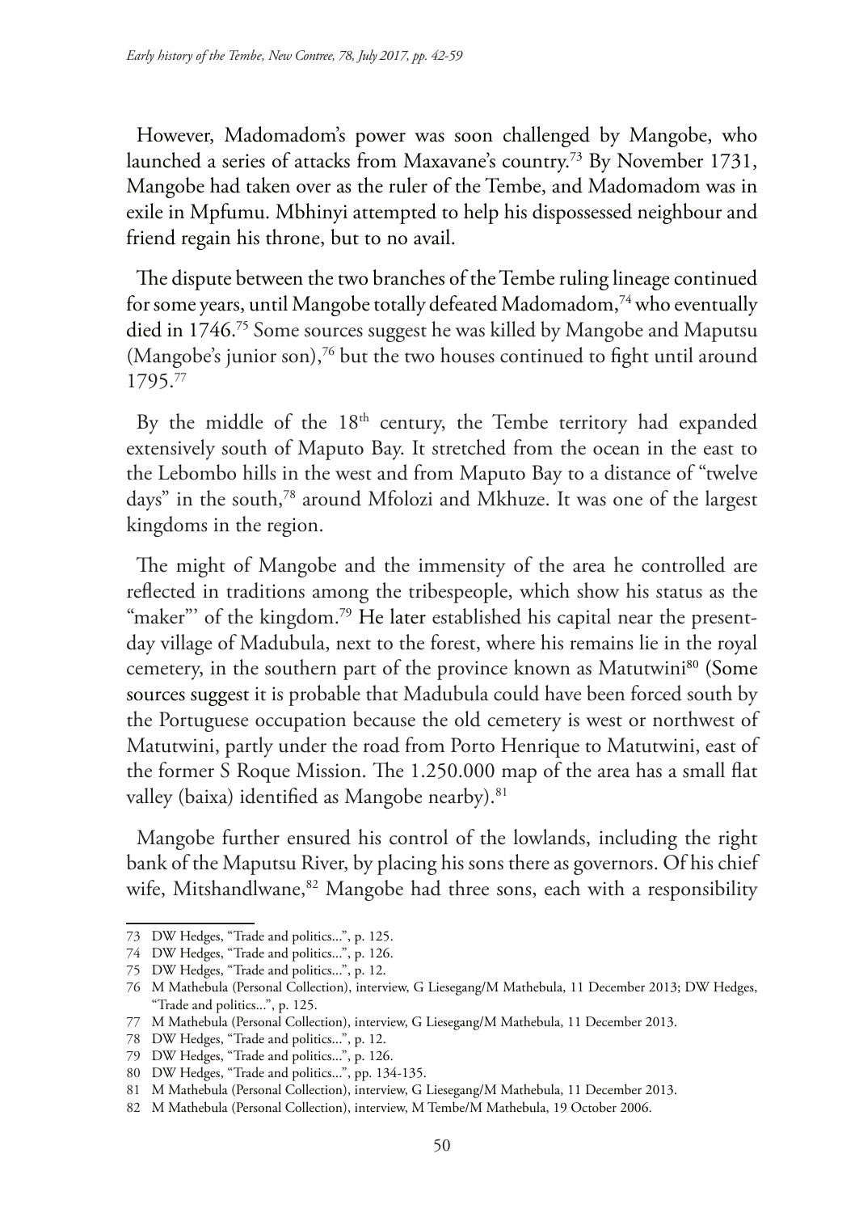However, Madomadom's power was soon challenged by Mangobe, who launched a series of attacks from Maxavane's country.[73] By November 1731, Mangobe had taken over as the ruler of the Tembe, and Madomadom was in exile in Mpfumu. Mbhinyi attempted to help his dispossessed neighbour and friend regain his throne, but to no avail.

The dispute between the two branches of the Tembe ruling lineage continued for some years, until Mangobe totally defeated Madomadom,[74] who eventually died in 1746.[75] Some sources suggest he was killed by Mangobe and Maputsu (Mangobe's junior son),[76] but the two houses continued to fight until around 1795.[77]

By the middle of the 18th century, the Tembe territory had expanded extensively south of Maputo Bay. It stretched from the ocean in the east to the Lebombo hills in the west and from Maputo Bay to a distance of "twelve days" in the south,[78] around Mfolozi and Mkhuze. It was one of the largest kingdoms in the region.

The might of Mangobe and the immensity of the area he controlled are reflected in traditions among the tribespeople, which show his status as the "maker"' of the kingdom.[79] He later established his capital near the present-day village of Madubula, next to the forest, where his remains lie in the royal cemetery, in the southern part of the province known as Matutwini[80] (Some sources suggest it is probable that Madubula could have been forced south by the Portuguese occupation because the old cemetery is west or northwest of Matutwini, partly under the road from Porto Henrique to Matutwini, east of the former S Roque Mission. The 1.250.000 map of the area has a small flat valley (baixa) identified as Mangobe nearby).[81]

Mangobe further ensured his control of the lowlands, including the right bank of the Maputsu River, by placing his sons there as governors. Of his chief wife, Mitshandlwane,[82] Mangobe had three sons, each with a responsibility

---

73 DW Hedges, "Trade and politics...", p. 125.

74 DW Hedges, "Trade and politics...", p. 126.

75 DW Hedges, "Trade and politics...", p. 12.

76 M Mathebula (Personal Collection), interview, G Liesegang/M Mathebula, 11 December 2013; DW Hedges, "Trade and politics...", p. 125.

77 M Mathebula (Personal Collection), interview, G Liesegang/M Mathebula, 11 December 2013.

78 DW Hedges, "Trade and politics...", p. 12.

79 DW Hedges, "Trade and politics...", p. 126.

80 DW Hedges, "Trade and politics...", pp. 134-135.

81 M Mathebula (Personal Collection), interview, G Liesegang/M Mathebula, 11 December 2013.

82 M Mathebula (Personal Collection), interview, M Tembe/M Mathebula, 19 October 2006.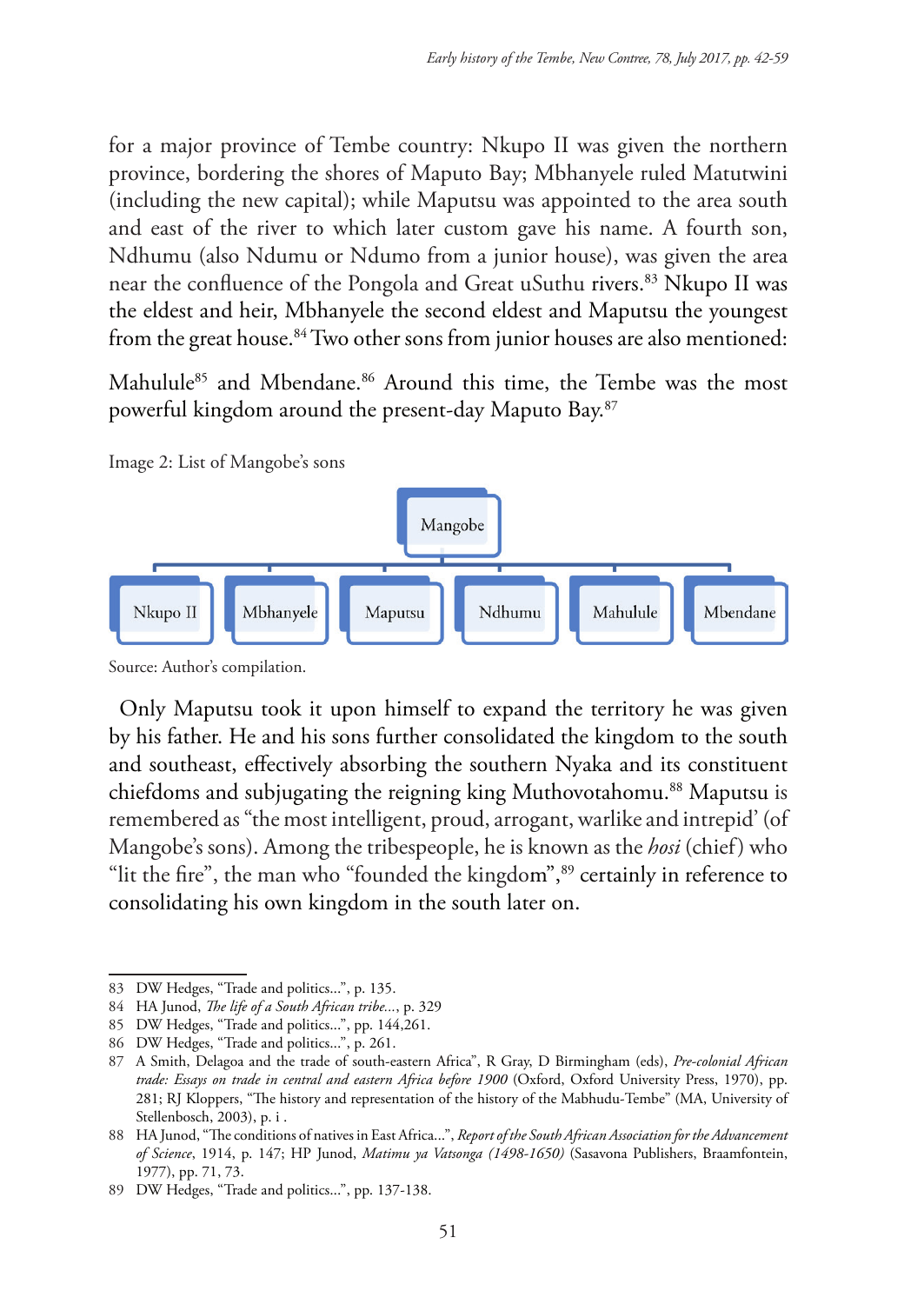for a major province of Tembe country: Nkupo II was given the northern province, bordering the shores of Maputo Bay; Mbhanyele ruled Matutwini (including the new capital); while Maputsu was appointed to the area south and east of the river to which later custom gave his name. A fourth son, Ndhumu (also Ndumu or Ndumo from a junior house), was given the area near the confluence of the Pongola and Great uSuthu rivers.[83] Nkupo II was the eldest and heir, Mbhanyele the second eldest and Maputsu the youngest from the great house.[84] Two other sons from junior houses are also mentioned:

Mahulule[85] and Mbendane.[86] Around this time, the Tembe was the most powerful kingdom around the present-day Maputo Bay.[87]

Image 2: List of Mangobe's sons

- Mangobe
  - Nkupo II
  - Mbhanyele
  - Maputsu
  - Ndhumu
  - Mahulule
  - Mbendane

Source: Author's compilation.

Only Maputsu took it upon himself to expand the territory he was given by his father. He and his sons further consolidated the kingdom to the south and southeast, effectively absorbing the southern Nyaka and its constituent chiefdoms and subjugating the reigning king Muthovotahomu.[88] Maputsu is remembered as "the most intelligent, proud, arrogant, warlike and intrepid' (of Mangobe's sons). Among the tribespeople, he is known as the *hosi* (chief) who "lit the fire", the man who "founded the kingdom",[89] certainly in reference to consolidating his own kingdom in the south later on.

---

83 DW Hedges, "Trade and politics...", p. 135.

84 HA Junod, *The life of a South African tribe...*, p. 329

85 DW Hedges, "Trade and politics...", pp. 144,261.

86 DW Hedges, "Trade and politics...", p. 261.

87 A Smith, Delagoa and the trade of south-eastern Africa", R Gray, D Birmingham (eds), *Pre-colonial African trade: Essays on trade in central and eastern Africa before 1900* (Oxford, Oxford University Press, 1970), pp. 281; RJ Kloppers, "The history and representation of the history of the Mabhudu-Tembe" (MA, University of Stellenbosch, 2003), p. i .

88 HA Junod, "The conditions of natives in East Africa...", *Report of the South African Association for the Advancement of Science*, 1914, p. 147; HP Junod, *Matimu ya Vatsonga (1498-1650)* (Sasavona Publishers, Braamfontein, 1977), pp. 71, 73.

89 DW Hedges, "Trade and politics...", pp. 137-138.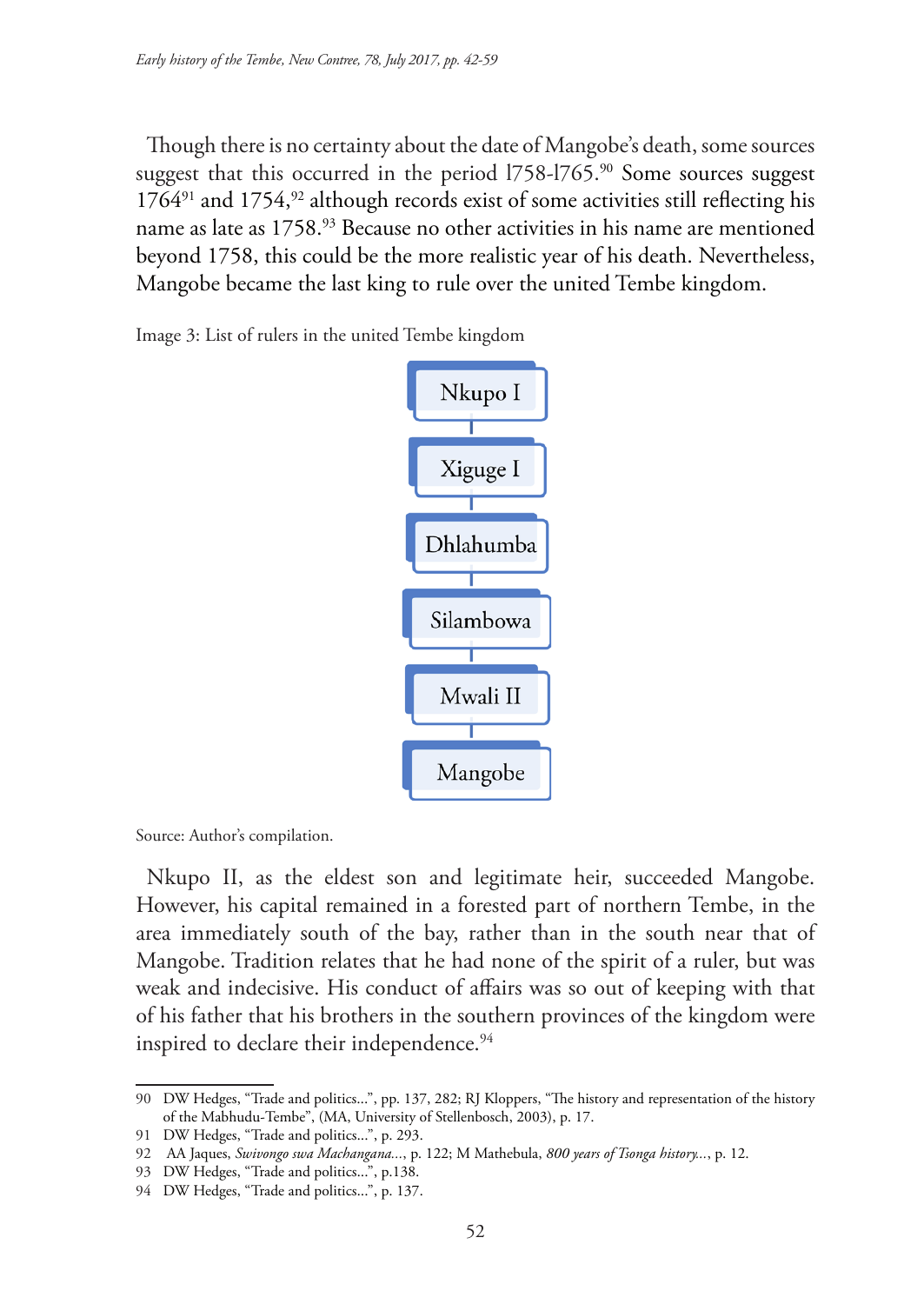Though there is no certainty about the date of Mangobe's death, some sources suggest that this occurred in the period 1758-1765.[90] Some sources suggest 1764[91] and 1754,[92] although records exist of some activities still reflecting his name as late as 1758.[93] Because no other activities in his name are mentioned beyond 1758, this could be the more realistic year of his death. Nevertheless, Mangobe became the last king to rule over the united Tembe kingdom.

Image 3: List of rulers in the united Tembe kingdom

Nkupo I
Xiguge I
Dhlahumba
Silambowa
Mwali II
Mangobe

Source: Author's compilation.

Nkupo II, as the eldest son and legitimate heir, succeeded Mangobe. However, his capital remained in a forested part of northern Tembe, in the area immediately south of the bay, rather than in the south near that of Mangobe. Tradition relates that he had none of the spirit of a ruler, but was weak and indecisive. His conduct of affairs was so out of keeping with that of his father that his brothers in the southern provinces of the kingdom were inspired to declare their independence.[94]

---

90 DW Hedges, "Trade and politics...", pp. 137, 282; RJ Kloppers, "The history and representation of the history of the Mabhudu-Tembe", (MA, University of Stellenbosch, 2003), p. 17.

91 DW Hedges, "Trade and politics...", p. 293.

92 AA Jaques, *Swivongo swa Machangana...*, p. 122; M Mathebula, *800 years of Tsonga history...*, p. 12.

93 DW Hedges, "Trade and politics...", p.138.

94 DW Hedges, "Trade and politics...", p. 137.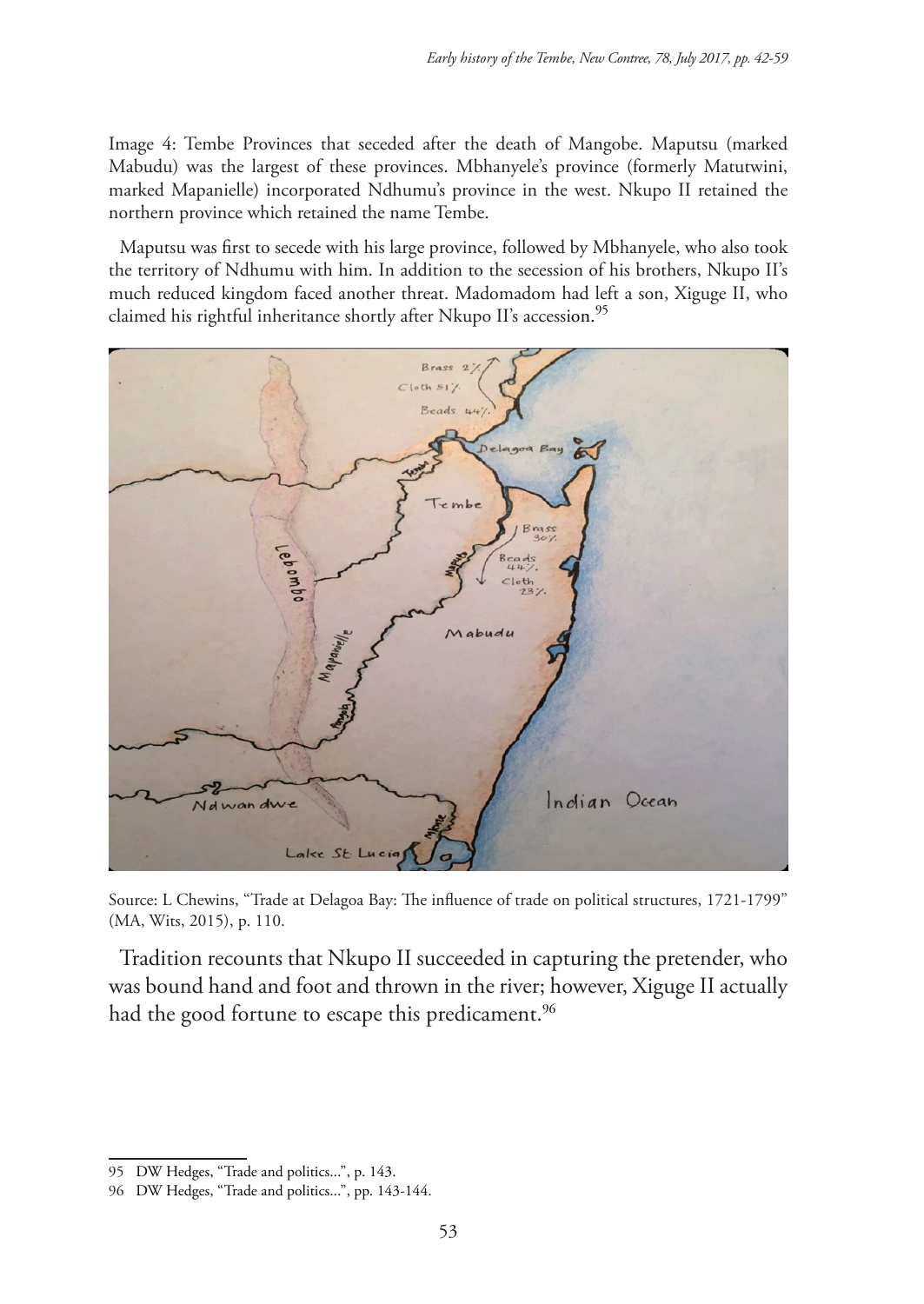Image 4: Tembe Provinces that seceded after the death of Mangobe. Maputsu (marked Mabudu) was the largest of these provinces. Mbhanyele's province (formerly Matutwini, marked Mapanielle) incorporated Ndhumu's province in the west. Nkupo II retained the northern province which retained the name Tembe.

Maputsu was first to secede with his large province, followed by Mbhanyele, who also took the territory of Ndhumu with him. In addition to the secession of his brothers, Nkupo II's much reduced kingdom faced another threat. Madomadom had left a son, Xiguge II, who claimed his rightful inheritance shortly after Nkupo II's accession.[95]

Source: L Chewins, "Trade at Delagoa Bay: The influence of trade on political structures, 1721-1799" (MA, Wits, 2015), p. 110.

Tradition recounts that Nkupo II succeeded in capturing the pretender, who was bound hand and foot and thrown in the river; however, Xiguge II actually had the good fortune to escape this predicament.[96]

95 DW Hedges, "Trade and politics...", p. 143.

96 DW Hedges, "Trade and politics...", pp. 143-144.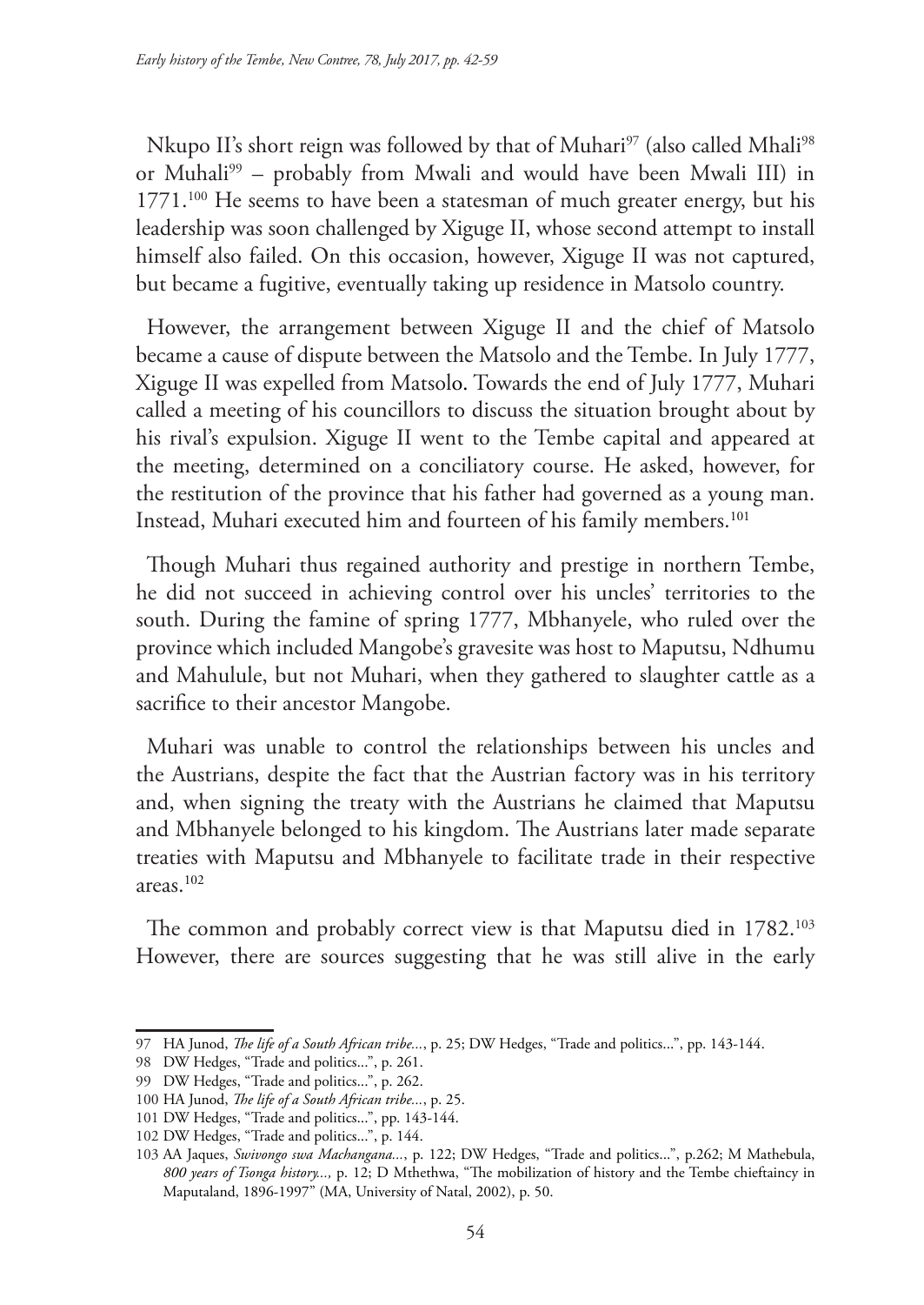Nkupo II's short reign was followed by that of Muhari[97] (also called Mhali[98] or Muhali[99] – probably from Mwali and would have been Mwali III) in 1771.[100] He seems to have been a statesman of much greater energy, but his leadership was soon challenged by Xiguge II, whose second attempt to install himself also failed. On this occasion, however, Xiguge II was not captured, but became a fugitive, eventually taking up residence in Matsolo country.

However, the arrangement between Xiguge II and the chief of Matsolo became a cause of dispute between the Matsolo and the Tembe. In July 1777, Xiguge II was expelled from Matsolo. Towards the end of July 1777, Muhari called a meeting of his councillors to discuss the situation brought about by his rival's expulsion. Xiguge II went to the Tembe capital and appeared at the meeting, determined on a conciliatory course. He asked, however, for the restitution of the province that his father had governed as a young man. Instead, Muhari executed him and fourteen of his family members.[101]

Though Muhari thus regained authority and prestige in northern Tembe, he did not succeed in achieving control over his uncles' territories to the south. During the famine of spring 1777, Mbhanyele, who ruled over the province which included Mangobe's gravesite was host to Maputsu, Ndhumu and Mahulule, but not Muhari, when they gathered to slaughter cattle as a sacrifice to their ancestor Mangobe.

Muhari was unable to control the relationships between his uncles and the Austrians, despite the fact that the Austrian factory was in his territory and, when signing the treaty with the Austrians he claimed that Maputsu and Mbhanyele belonged to his kingdom. The Austrians later made separate treaties with Maputsu and Mbhanyele to facilitate trade in their respective areas.[102]

The common and probably correct view is that Maputsu died in 1782.[103] However, there are sources suggesting that he was still alive in the early

---

97 HA Junod, *The life of a South African tribe...*, p. 25; DW Hedges, "Trade and politics...", pp. 143-144.

98 DW Hedges, "Trade and politics...", p. 261.

99 DW Hedges, "Trade and politics...", p. 262.

100 HA Junod, *The life of a South African tribe...*, p. 25.

101 DW Hedges, "Trade and politics...", pp. 143-144.

102 DW Hedges, "Trade and politics...", p. 144.

103 AA Jaques, *Swivongo swa Machangana...*, p. 122; DW Hedges, "Trade and politics...", p.262; M Mathebula, *800 years of Tsonga history...,* p. 12; D Mthethwa, "The mobilization of history and the Tembe chieftaincy in Maputaland, 1896-1997" (MA, University of Natal, 2002), p. 50.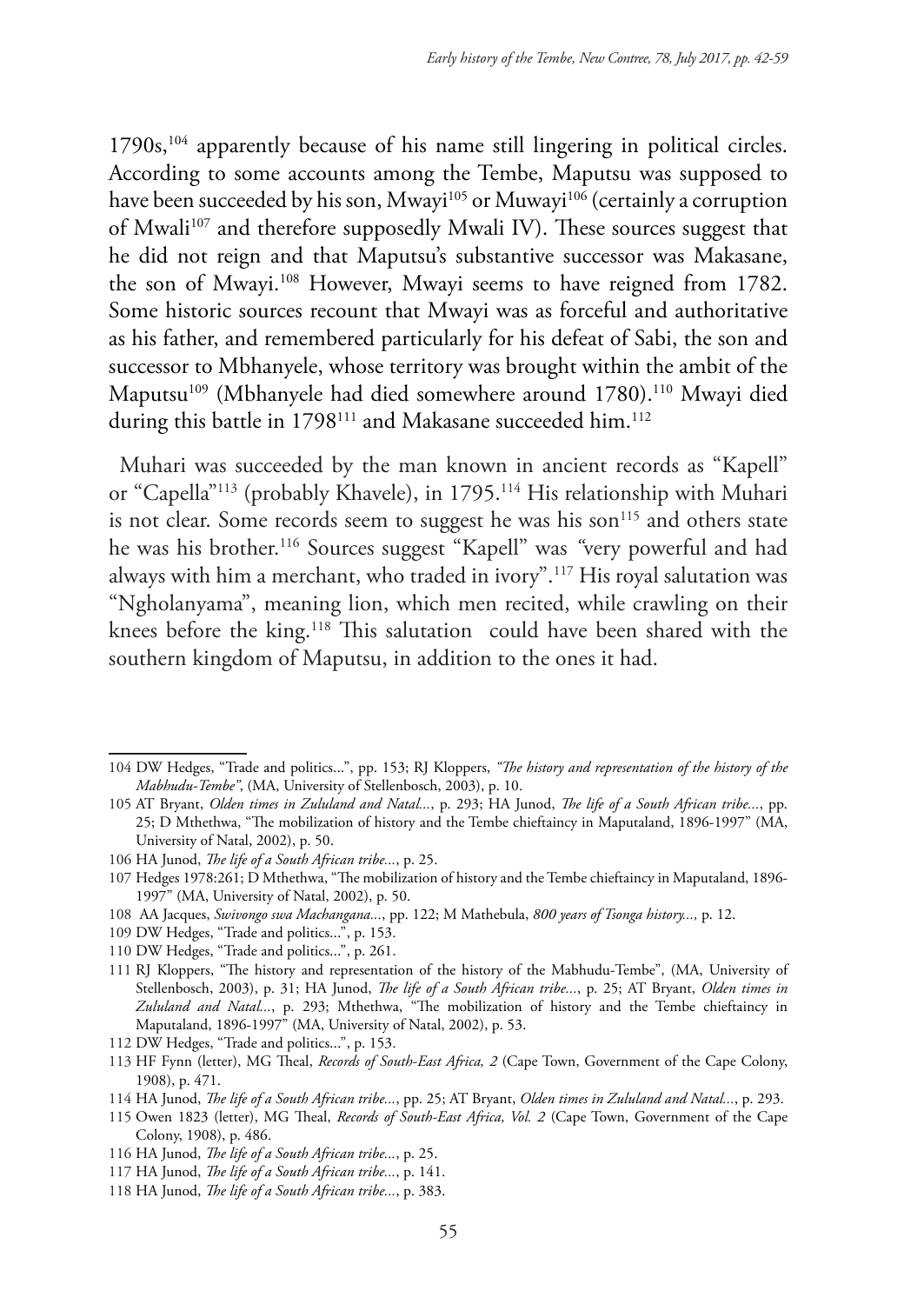1790s,[104] apparently because of his name still lingering in political circles. According to some accounts among the Tembe, Maputsu was supposed to have been succeeded by his son, Mwayi[105] or Muwayi[106] (certainly a corruption of Mwali[107] and therefore supposedly Mwali IV). These sources suggest that he did not reign and that Maputsu's substantive successor was Makasane, the son of Mwayi.[108] However, Mwayi seems to have reigned from 1782. Some historic sources recount that Mwayi was as forceful and authoritative as his father, and remembered particularly for his defeat of Sabi, the son and successor to Mbhanyele, whose territory was brought within the ambit of the Maputsu[109] (Mbhanyele had died somewhere around 1780).[110] Mwayi died during this battle in 1798[111] and Makasane succeeded him.[112]

Muhari was succeeded by the man known in ancient records as "Kapell" or "Capella"[113] (probably Khavele), in 1795.[114] His relationship with Muhari is not clear. Some records seem to suggest he was his son[115] and others state he was his brother.[116] Sources suggest "Kapell" was *"*very powerful and had always with him a merchant, who traded in ivory".[117] His royal salutation was "Ngholanyama", meaning lion, which men recited, while crawling on their knees before the king.[118] This salutation could have been shared with the southern kingdom of Maputsu, in addition to the ones it had.

---

104 DW Hedges, "Trade and politics...", pp. 153; RJ Kloppers, *"The history and representation of the history of the Mabhudu-Tembe"*, (MA, University of Stellenbosch, 2003), p. 10.

105 AT Bryant, *Olden times in Zululand and Natal...*, p. 293; HA Junod, *The life of a South African tribe...*, pp. 25; D Mthethwa, "The mobilization of history and the Tembe chieftaincy in Maputaland, 1896-1997" (MA, University of Natal, 2002), p. 50.

106 HA Junod, *The life of a South African tribe...*, p. 25.

107 Hedges 1978:261; D Mthethwa, "The mobilization of history and the Tembe chieftaincy in Maputaland, 1896-1997" (MA, University of Natal, 2002), p. 50.

108 AA Jacques, *Swivongo swa Machangana...*, pp. 122; M Mathebula, *800 years of Tsonga history...,* p. 12.

109 DW Hedges, "Trade and politics...", p. 153.

110 DW Hedges, "Trade and politics...", p. 261.

111 RJ Kloppers, "The history and representation of the history of the Mabhudu-Tembe", (MA, University of Stellenbosch, 2003), p. 31; HA Junod, *The life of a South African tribe...*, p. 25; AT Bryant, *Olden times in Zululand and Natal...*, p. 293; Mthethwa, "The mobilization of history and the Tembe chieftaincy in Maputaland, 1896-1997" (MA, University of Natal, 2002), p. 53.

112 DW Hedges, "Trade and politics...", p. 153.

113 HF Fynn (letter), MG Theal, *Records of South-East Africa, 2* (Cape Town, Government of the Cape Colony, 1908), p. 471.

114 HA Junod, *The life of a South African tribe...*, pp. 25; AT Bryant, *Olden times in Zululand and Natal...*, p. 293.

115 Owen 1823 (letter), MG Theal, *Records of South-East Africa, Vol. 2* (Cape Town, Government of the Cape Colony, 1908), p. 486.

116 HA Junod, *The life of a South African tribe...*, p. 25.

117 HA Junod, *The life of a South African tribe...*, p. 141.

118 HA Junod, *The life of a South African tribe...*, p. 383.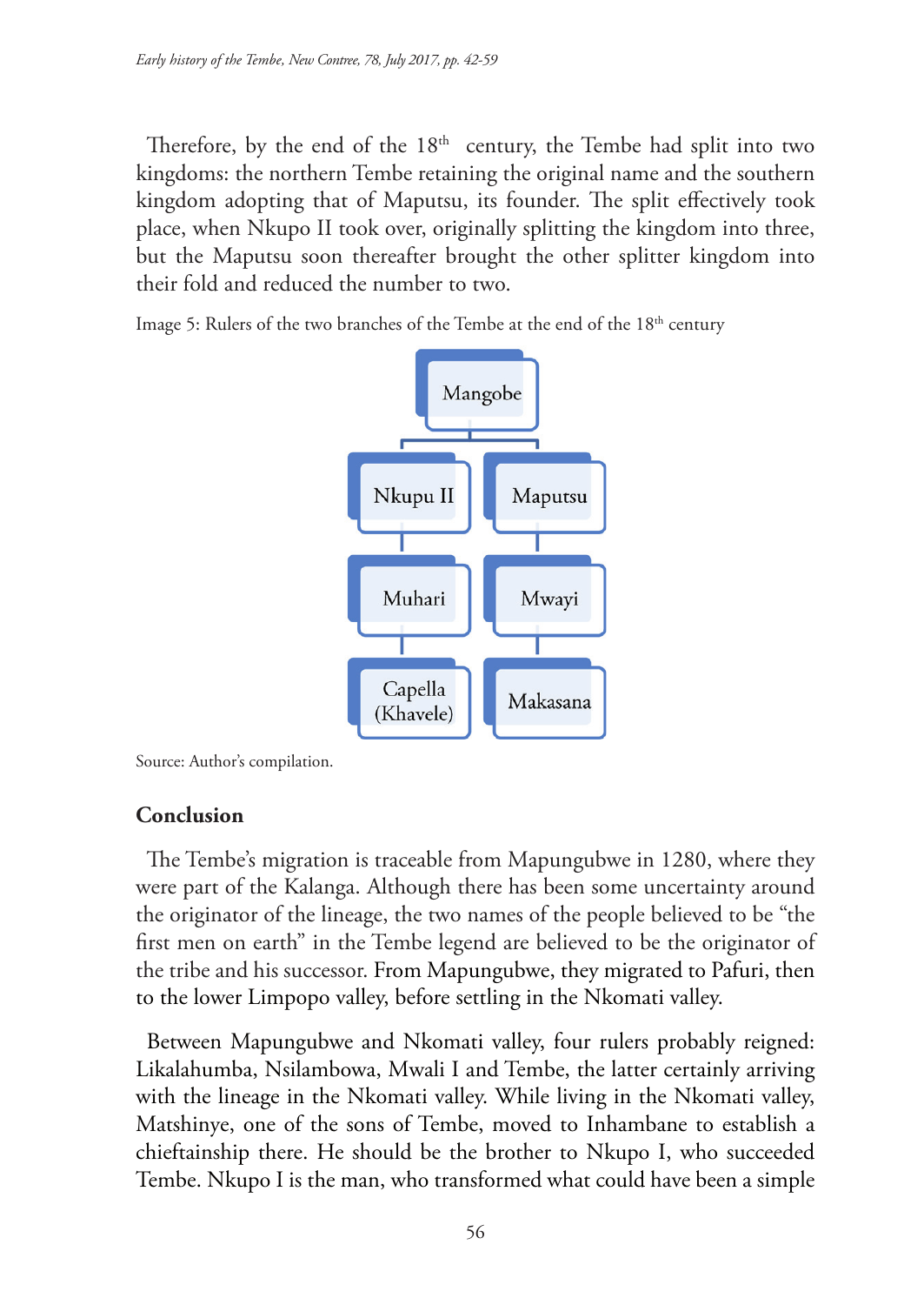Therefore, by the end of the 18th century, the Tembe had split into two kingdoms: the northern Tembe retaining the original name and the southern kingdom adopting that of Maputsu, its founder. The split effectively took place, when Nkupo II took over, originally splitting the kingdom into three, but the Maputsu soon thereafter brought the other splitter kingdom into their fold and reduced the number to two.

Image 5: Rulers of the two branches of the Tembe at the end of the 18th century

- Mangobe
  - Nkupu II
    - Muhari
      - Capella (Khavele)
  - Maputsu
    - Mwayi
      - Makasana

Source: Author's compilation.

## Conclusion

The Tembe's migration is traceable from Mapungubwe in 1280, where they were part of the Kalanga. Although there has been some uncertainty around the originator of the lineage, the two names of the people believed to be "the first men on earth" in the Tembe legend are believed to be the originator of the tribe and his successor. From Mapungubwe, they migrated to Pafuri, then to the lower Limpopo valley, before settling in the Nkomati valley.

Between Mapungubwe and Nkomati valley, four rulers probably reigned: Likalahumba, Nsilambowa, Mwali I and Tembe, the latter certainly arriving with the lineage in the Nkomati valley. While living in the Nkomati valley, Matshinye, one of the sons of Tembe, moved to Inhambane to establish a chieftainship there. He should be the brother to Nkupo I, who succeeded Tembe. Nkupo I is the man, who transformed what could have been a simple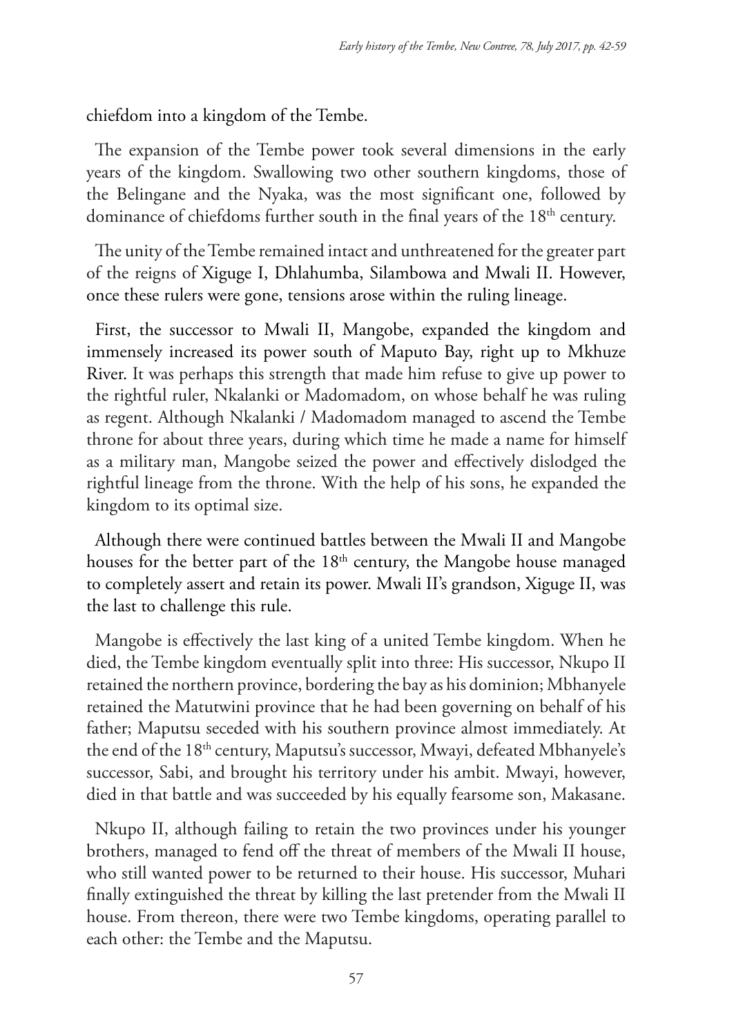chiefdom into a kingdom of the Tembe.

The expansion of the Tembe power took several dimensions in the early years of the kingdom. Swallowing two other southern kingdoms, those of the Belingane and the Nyaka, was the most significant one, followed by dominance of chiefdoms further south in the final years of the 18th century.

The unity of the Tembe remained intact and unthreatened for the greater part of the reigns of Xiguge I, Dhlahumba, Silambowa and Mwali II. However, once these rulers were gone, tensions arose within the ruling lineage.

First, the successor to Mwali II, Mangobe, expanded the kingdom and immensely increased its power south of Maputo Bay, right up to Mkhuze River. It was perhaps this strength that made him refuse to give up power to the rightful ruler, Nkalanki or Madomadom, on whose behalf he was ruling as regent. Although Nkalanki / Madomadom managed to ascend the Tembe throne for about three years, during which time he made a name for himself as a military man, Mangobe seized the power and effectively dislodged the rightful lineage from the throne. With the help of his sons, he expanded the kingdom to its optimal size.

Although there were continued battles between the Mwali II and Mangobe houses for the better part of the 18th century, the Mangobe house managed to completely assert and retain its power. Mwali II's grandson, Xiguge II, was the last to challenge this rule.

Mangobe is effectively the last king of a united Tembe kingdom. When he died, the Tembe kingdom eventually split into three: His successor, Nkupo II retained the northern province, bordering the bay as his dominion; Mbhanyele retained the Matutwini province that he had been governing on behalf of his father; Maputsu seceded with his southern province almost immediately. At the end of the 18th century, Maputsu's successor, Mwayi, defeated Mbhanyele's successor, Sabi, and brought his territory under his ambit. Mwayi, however, died in that battle and was succeeded by his equally fearsome son, Makasane.

Nkupo II, although failing to retain the two provinces under his younger brothers, managed to fend off the threat of members of the Mwali II house, who still wanted power to be returned to their house. His successor, Muhari finally extinguished the threat by killing the last pretender from the Mwali II house. From thereon, there were two Tembe kingdoms, operating parallel to each other: the Tembe and the Maputsu.